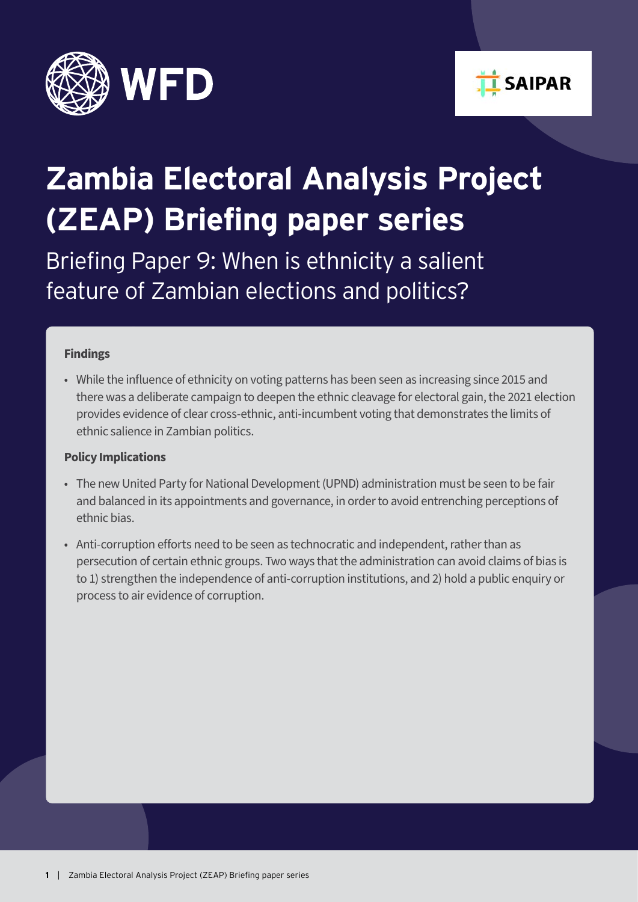# Zambia Electoral Analysis Project (ZEAP) Briefing paper series

## Briefing Paper 9: When is ethnicity a salient feature of Zambian elections and politics?

**Findings**

- While the influence of ethnicity on voting patterns has been seen as increasing since 2015 and there was a deliberate campaign to deepen the ethnic cleavage for electoral gain, the 2021 election provides evidence of clear cross-ethnic, anti-incumbent voting that demonstrates the limits of ethnic salience in Zambian politics.

**Policy Implications**

- The new United Party for National Development (UPND) administration must be seen to be fair and balanced in its appointments and governance, in order to avoid entrenching perceptions of ethnic bias.
- Anti-corruption efforts need to be seen as technocratic and independent, rather than as persecution of certain ethnic groups. Two ways that the administration can avoid claims of bias is to 1) strengthen the independence of anti-corruption institutions, and 2) hold a public enquiry or process to air evidence of corruption.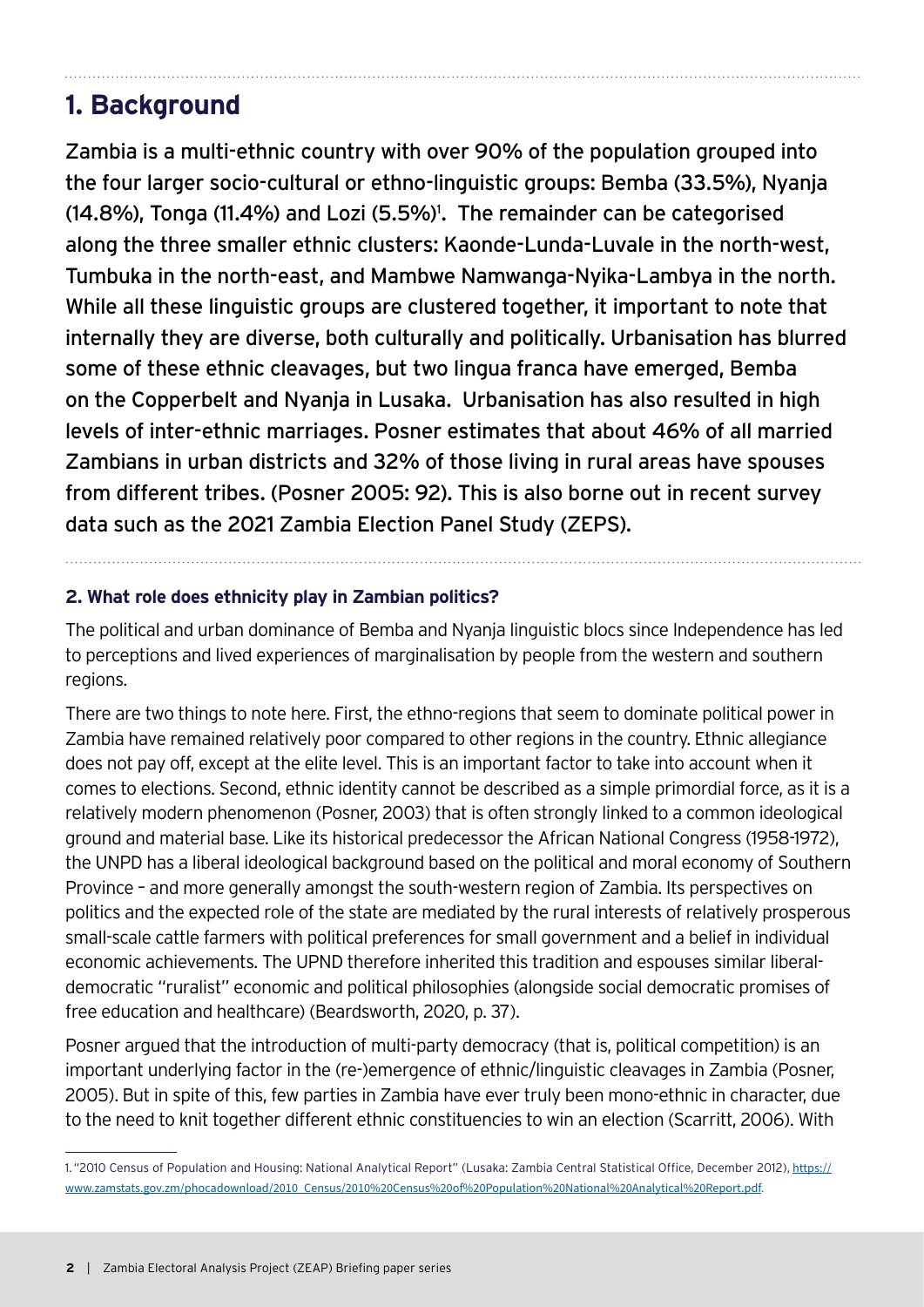## 1. Background

Zambia is a multi-ethnic country with over 90% of the population grouped into the four larger socio-cultural or ethno-linguistic groups: Bemba (33.5%), Nyanja (14.8%), Tonga (11.4%) and Lozi (5.5%)[1]. The remainder can be categorised along the three smaller ethnic clusters: Kaonde-Lunda-Luvale in the north-west, Tumbuka in the north-east, and Mambwe Namwanga-Nyika-Lambya in the north. While all these linguistic groups are clustered together, it important to note that internally they are diverse, both culturally and politically. Urbanisation has blurred some of these ethnic cleavages, but two lingua franca have emerged, Bemba on the Copperbelt and Nyanja in Lusaka. Urbanisation has also resulted in high levels of inter-ethnic marriages. Posner estimates that about 46% of all married Zambians in urban districts and 32% of those living in rural areas have spouses from different tribes. (Posner 2005: 92). This is also borne out in recent survey data such as the 2021 Zambia Election Panel Study (ZEPS).

### 2. What role does ethnicity play in Zambian politics?

The political and urban dominance of Bemba and Nyanja linguistic blocs since Independence has led to perceptions and lived experiences of marginalisation by people from the western and southern regions.

There are two things to note here. First, the ethno-regions that seem to dominate political power in Zambia have remained relatively poor compared to other regions in the country. Ethnic allegiance does not pay off, except at the elite level. This is an important factor to take into account when it comes to elections. Second, ethnic identity cannot be described as a simple primordial force, as it is a relatively modern phenomenon (Posner, 2003) that is often strongly linked to a common ideological ground and material base. Like its historical predecessor the African National Congress (1958-1972), the UNPD has a liberal ideological background based on the political and moral economy of Southern Province – and more generally amongst the south-western region of Zambia. Its perspectives on politics and the expected role of the state are mediated by the rural interests of relatively prosperous small-scale cattle farmers with political preferences for small government and a belief in individual economic achievements. The UPND therefore inherited this tradition and espouses similar liberal-democratic "ruralist" economic and political philosophies (alongside social democratic promises of free education and healthcare) (Beardsworth, 2020, p. 37).

Posner argued that the introduction of multi-party democracy (that is, political competition) is an important underlying factor in the (re-)emergence of ethnic/linguistic cleavages in Zambia (Posner, 2005). But in spite of this, few parties in Zambia have ever truly been mono-ethnic in character, due to the need to knit together different ethnic constituencies to win an election (Scarritt, 2006). With

1. "2010 Census of Population and Housing: National Analytical Report" (Lusaka: Zambia Central Statistical Office, December 2012), https://www.zamstats.gov.zm/phocadownload/2010_Census/2010%20Census%20of%20Population%20National%20Analytical%20Report.pdf.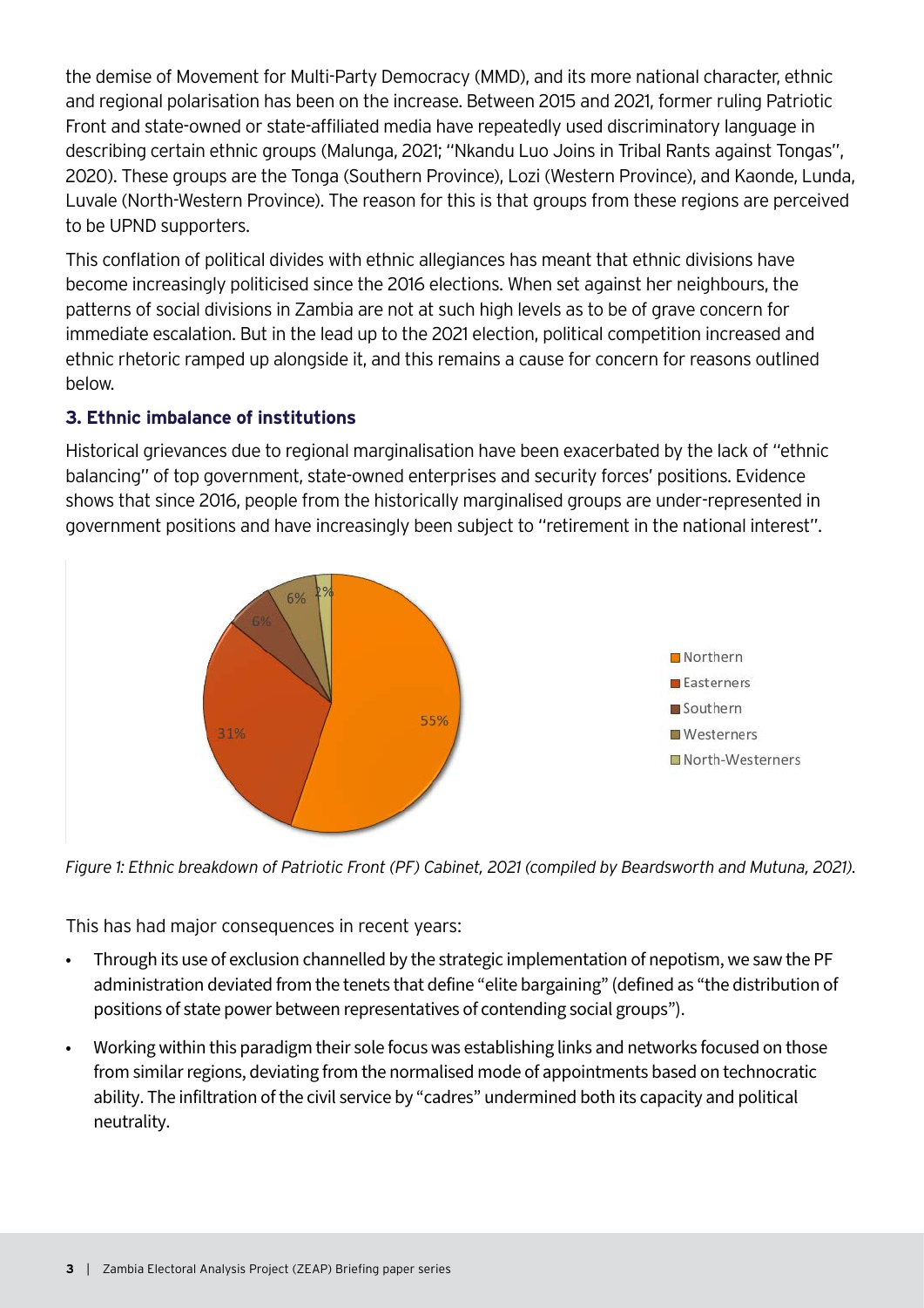the demise of Movement for Multi-Party Democracy (MMD), and its more national character, ethnic and regional polarisation has been on the increase. Between 2015 and 2021, former ruling Patriotic Front and state-owned or state-affiliated media have repeatedly used discriminatory language in describing certain ethnic groups (Malunga, 2021; "Nkandu Luo Joins in Tribal Rants against Tongas", 2020). These groups are the Tonga (Southern Province), Lozi (Western Province), and Kaonde, Lunda, Luvale (North-Western Province). The reason for this is that groups from these regions are perceived to be UPND supporters.

This conflation of political divides with ethnic allegiances has meant that ethnic divisions have become increasingly politicised since the 2016 elections. When set against her neighbours, the patterns of social divisions in Zambia are not at such high levels as to be of grave concern for immediate escalation. But in the lead up to the 2021 election, political competition increased and ethnic rhetoric ramped up alongside it, and this remains a cause for concern for reasons outlined below.

### 3. Ethnic imbalance of institutions

Historical grievances due to regional marginalisation have been exacerbated by the lack of "ethnic balancing" of top government, state-owned enterprises and security forces' positions. Evidence shows that since 2016, people from the historically marginalised groups are under-represented in government positions and have increasingly been subject to "retirement in the national interest".

*Figure 1: Ethnic breakdown of Patriotic Front (PF) Cabinet, 2021 (compiled by Beardsworth and Mutuna, 2021).*

This has had major consequences in recent years:

- Through its use of exclusion channelled by the strategic implementation of nepotism, we saw the PF administration deviated from the tenets that define "elite bargaining" (defined as "the distribution of positions of state power between representatives of contending social groups").
- Working within this paradigm their sole focus was establishing links and networks focused on those from similar regions, deviating from the normalised mode of appointments based on technocratic ability. The infiltration of the civil service by "cadres" undermined both its capacity and political neutrality.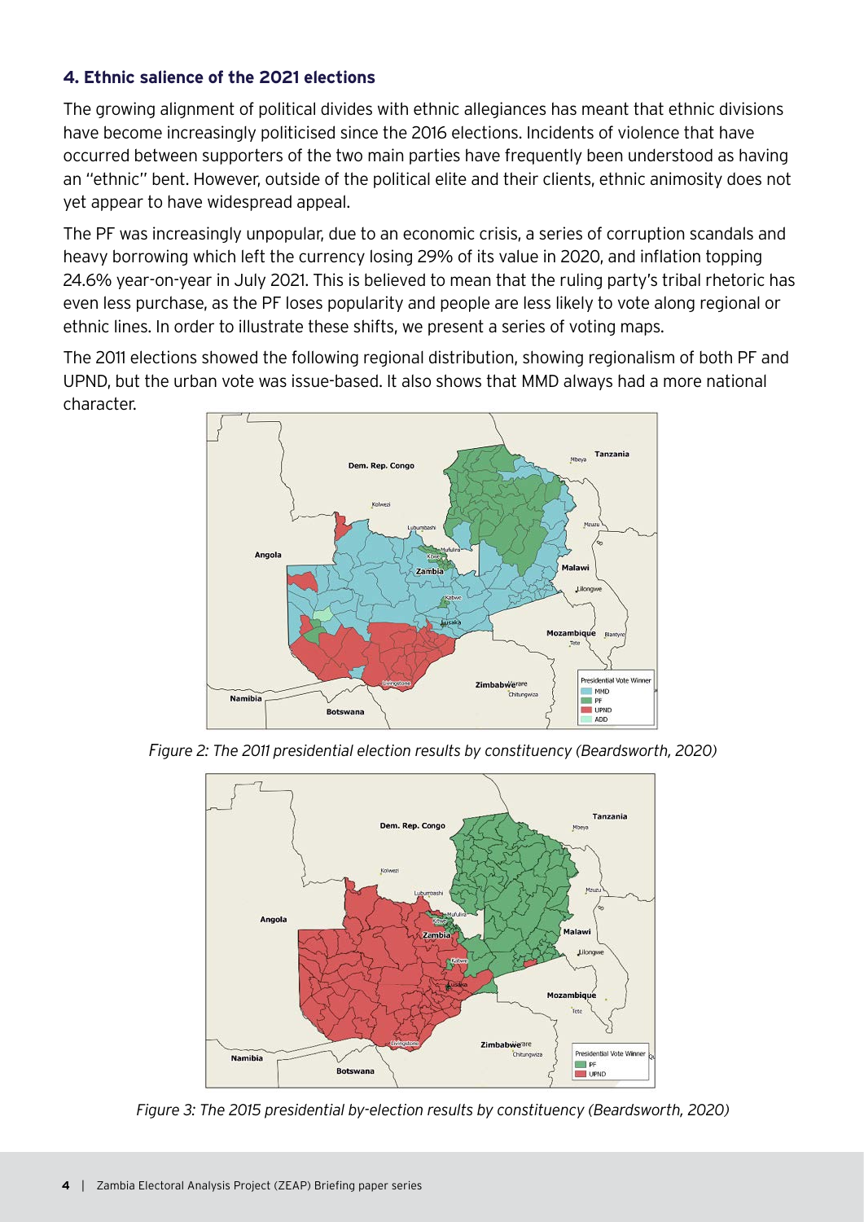### 4. Ethnic salience of the 2021 elections

The growing alignment of political divides with ethnic allegiances has meant that ethnic divisions have become increasingly politicised since the 2016 elections. Incidents of violence that have occurred between supporters of the two main parties have frequently been understood as having an "ethnic" bent. However, outside of the political elite and their clients, ethnic animosity does not yet appear to have widespread appeal.

The PF was increasingly unpopular, due to an economic crisis, a series of corruption scandals and heavy borrowing which left the currency losing 29% of its value in 2020, and inflation topping 24.6% year-on-year in July 2021. This is believed to mean that the ruling party's tribal rhetoric has even less purchase, as the PF loses popularity and people are less likely to vote along regional or ethnic lines. In order to illustrate these shifts, we present a series of voting maps.

The 2011 elections showed the following regional distribution, showing regionalism of both PF and UPND, but the urban vote was issue-based. It also shows that MMD always had a more national character.

*Figure 2: The 2011 presidential election results by constituency (Beardsworth, 2020)*

*Figure 3: The 2015 presidential by-election results by constituency (Beardsworth, 2020)*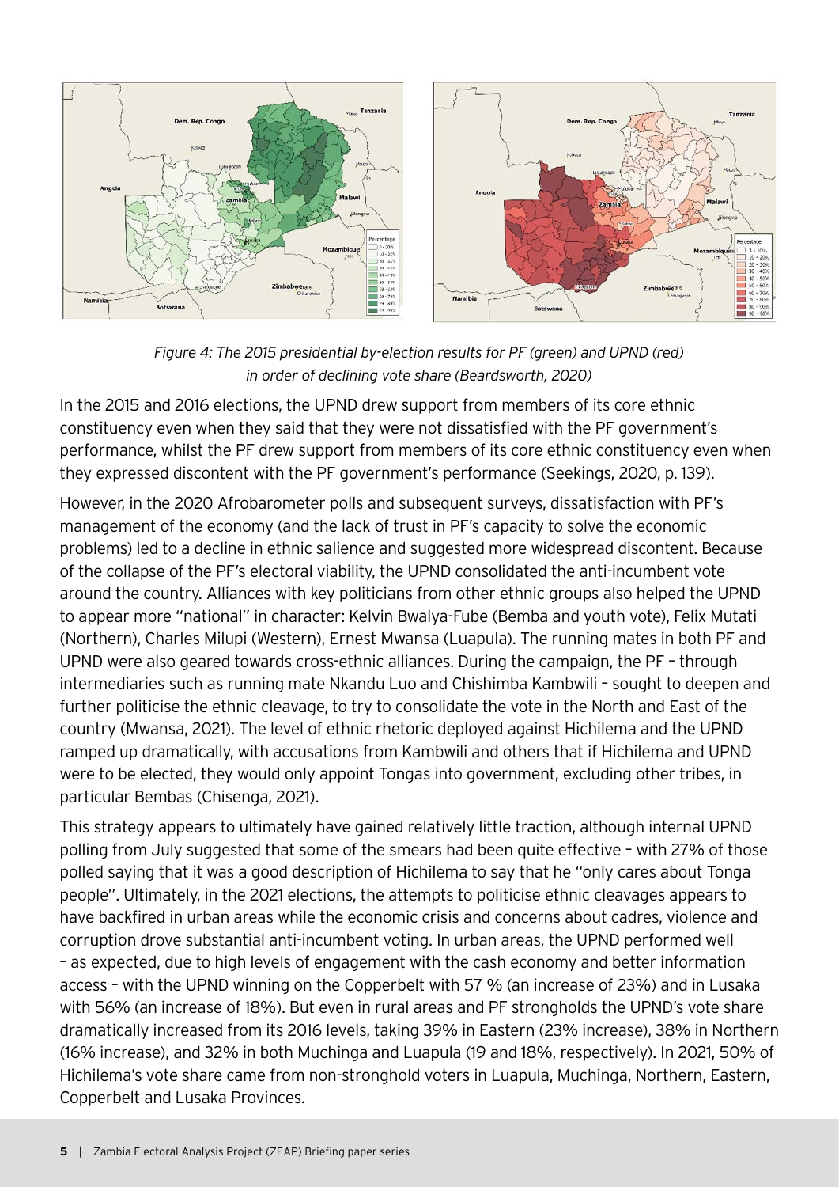*Figure 4: The 2015 presidential by-election results for PF (green) and UPND (red) in order of declining vote share (Beardsworth, 2020)*

In the 2015 and 2016 elections, the UPND drew support from members of its core ethnic constituency even when they said that they were not dissatisfied with the PF government's performance, whilst the PF drew support from members of its core ethnic constituency even when they expressed discontent with the PF government's performance (Seekings, 2020, p. 139).

However, in the 2020 Afrobarometer polls and subsequent surveys, dissatisfaction with PF's management of the economy (and the lack of trust in PF's capacity to solve the economic problems) led to a decline in ethnic salience and suggested more widespread discontent. Because of the collapse of the PF's electoral viability, the UPND consolidated the anti-incumbent vote around the country. Alliances with key politicians from other ethnic groups also helped the UPND to appear more "national" in character: Kelvin Bwalya-Fube (Bemba and youth vote), Felix Mutati (Northern), Charles Milupi (Western), Ernest Mwansa (Luapula). The running mates in both PF and UPND were also geared towards cross-ethnic alliances. During the campaign, the PF – through intermediaries such as running mate Nkandu Luo and Chishimba Kambwili – sought to deepen and further politicise the ethnic cleavage, to try to consolidate the vote in the North and East of the country (Mwansa, 2021). The level of ethnic rhetoric deployed against Hichilema and the UPND ramped up dramatically, with accusations from Kambwili and others that if Hichilema and UPND were to be elected, they would only appoint Tongas into government, excluding other tribes, in particular Bembas (Chisenga, 2021).

This strategy appears to ultimately have gained relatively little traction, although internal UPND polling from July suggested that some of the smears had been quite effective – with 27% of those polled saying that it was a good description of Hichilema to say that he "only cares about Tonga people". Ultimately, in the 2021 elections, the attempts to politicise ethnic cleavages appears to have backfired in urban areas while the economic crisis and concerns about cadres, violence and corruption drove substantial anti-incumbent voting. In urban areas, the UPND performed well – as expected, due to high levels of engagement with the cash economy and better information access – with the UPND winning on the Copperbelt with 57 % (an increase of 23%) and in Lusaka with 56% (an increase of 18%). But even in rural areas and PF strongholds the UPND's vote share dramatically increased from its 2016 levels, taking 39% in Eastern (23% increase), 38% in Northern (16% increase), and 32% in both Muchinga and Luapula (19 and 18%, respectively). In 2021, 50% of Hichilema's vote share came from non-stronghold voters in Luapula, Muchinga, Northern, Eastern, Copperbelt and Lusaka Provinces.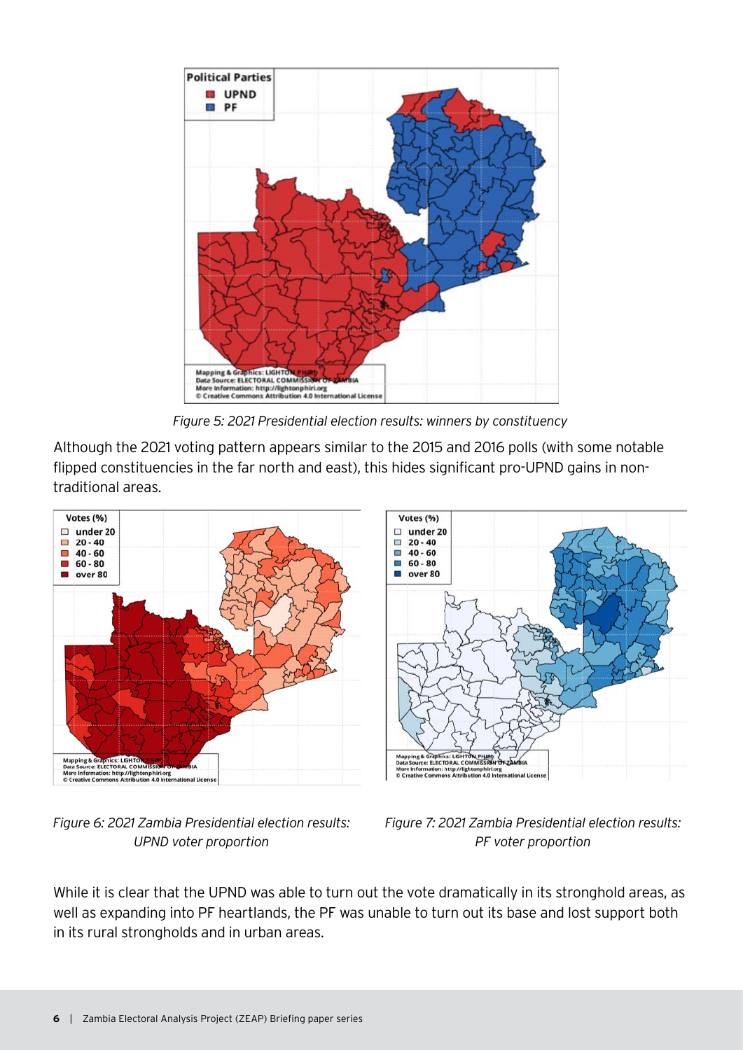Figure 5: 2021 Presidential election results: winners by constituency

Although the 2021 voting pattern appears similar to the 2015 and 2016 polls (with some notable flipped constituencies in the far north and east), this hides significant pro-UPND gains in non-traditional areas.

Figure 6: 2021 Zambia Presidential election results: UPND voter proportion

Figure 7: 2021 Zambia Presidential election results: PF voter proportion

While it is clear that the UPND was able to turn out the vote dramatically in its stronghold areas, as well as expanding into PF heartlands, the PF was unable to turn out its base and lost support both in its rural strongholds and in urban areas.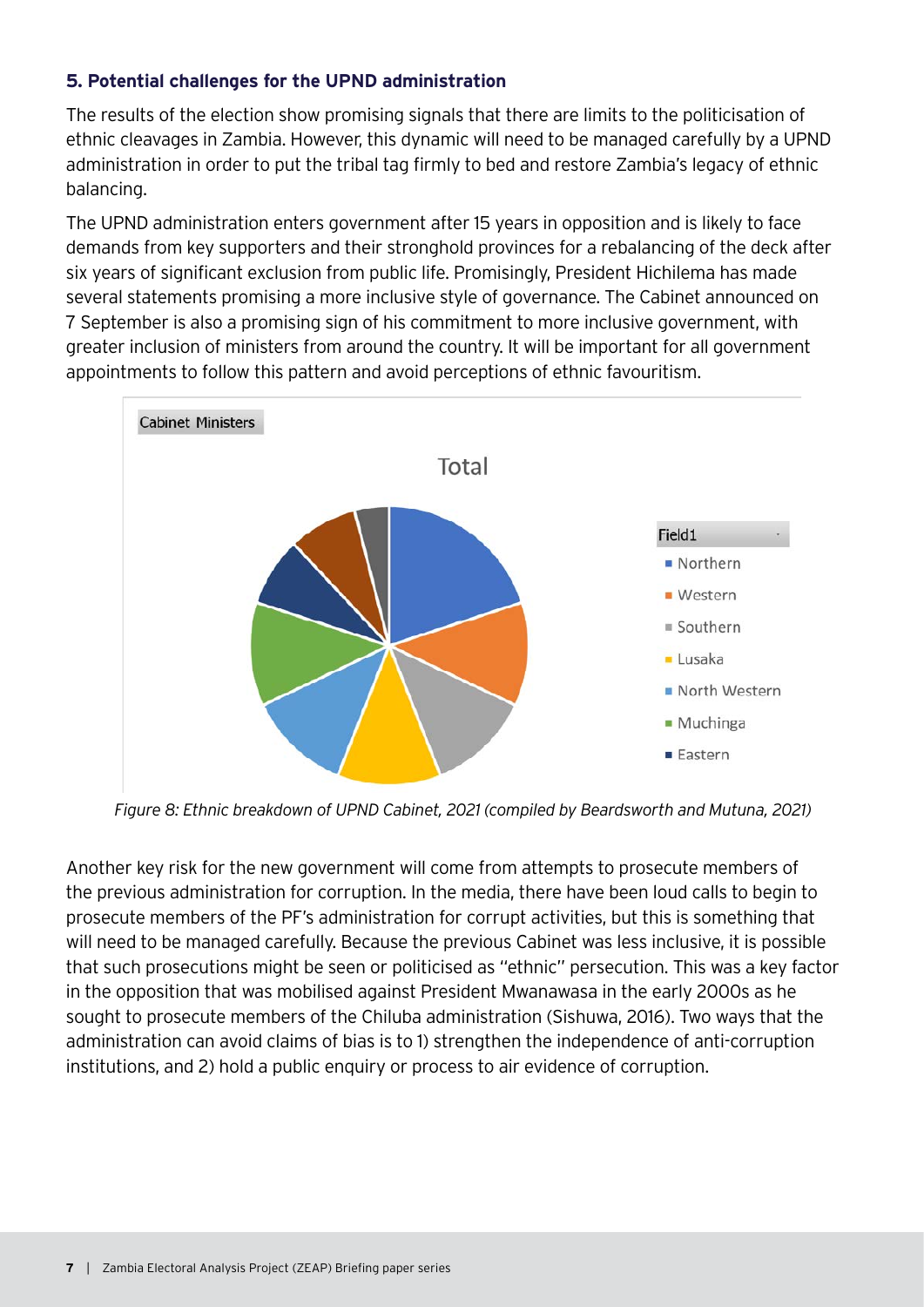### 5. Potential challenges for the UPND administration

The results of the election show promising signals that there are limits to the politicisation of ethnic cleavages in Zambia. However, this dynamic will need to be managed carefully by a UPND administration in order to put the tribal tag firmly to bed and restore Zambia's legacy of ethnic balancing.

The UPND administration enters government after 15 years in opposition and is likely to face demands from key supporters and their stronghold provinces for a rebalancing of the deck after six years of significant exclusion from public life. Promisingly, President Hichilema has made several statements promising a more inclusive style of governance. The Cabinet announced on 7 September is also a promising sign of his commitment to more inclusive government, with greater inclusion of ministers from around the country. It will be important for all government appointments to follow this pattern and avoid perceptions of ethnic favouritism.

*Figure 8: Ethnic breakdown of UPND Cabinet, 2021 (compiled by Beardsworth and Mutuna, 2021)*

Another key risk for the new government will come from attempts to prosecute members of the previous administration for corruption. In the media, there have been loud calls to begin to prosecute members of the PF's administration for corrupt activities, but this is something that will need to be managed carefully. Because the previous Cabinet was less inclusive, it is possible that such prosecutions might be seen or politicised as "ethnic" persecution. This was a key factor in the opposition that was mobilised against President Mwanawasa in the early 2000s as he sought to prosecute members of the Chiluba administration (Sishuwa, 2016). Two ways that the administration can avoid claims of bias is to 1) strengthen the independence of anti-corruption institutions, and 2) hold a public enquiry or process to air evidence of corruption.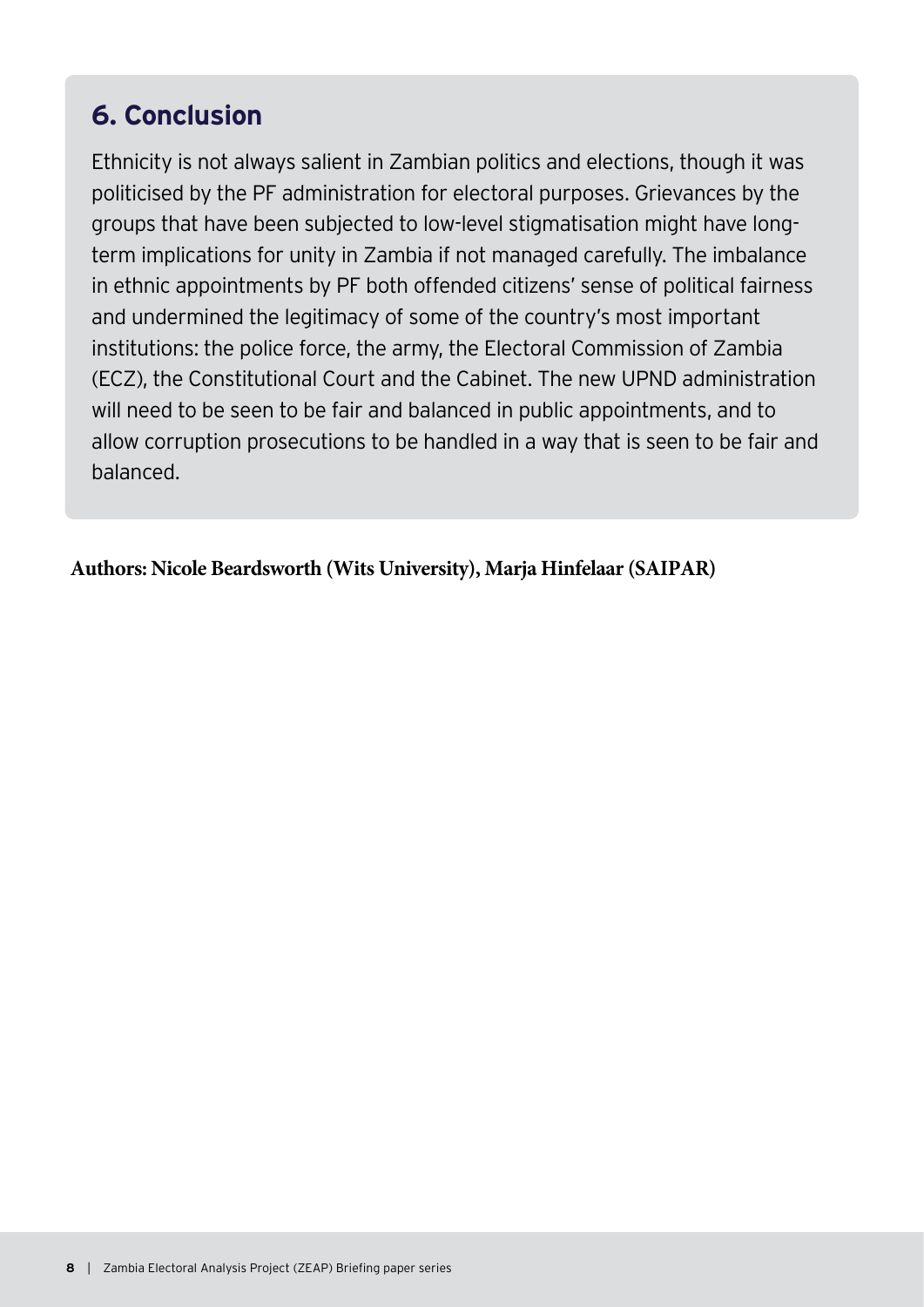## 6. Conclusion

Ethnicity is not always salient in Zambian politics and elections, though it was politicised by the PF administration for electoral purposes. Grievances by the groups that have been subjected to low-level stigmatisation might have long-term implications for unity in Zambia if not managed carefully. The imbalance in ethnic appointments by PF both offended citizens' sense of political fairness and undermined the legitimacy of some of the country's most important institutions: the police force, the army, the Electoral Commission of Zambia (ECZ), the Constitutional Court and the Cabinet. The new UPND administration will need to be seen to be fair and balanced in public appointments, and to allow corruption prosecutions to be handled in a way that is seen to be fair and balanced.

**Authors: Nicole Beardsworth (Wits University), Marja Hinfelaar (SAIPAR)**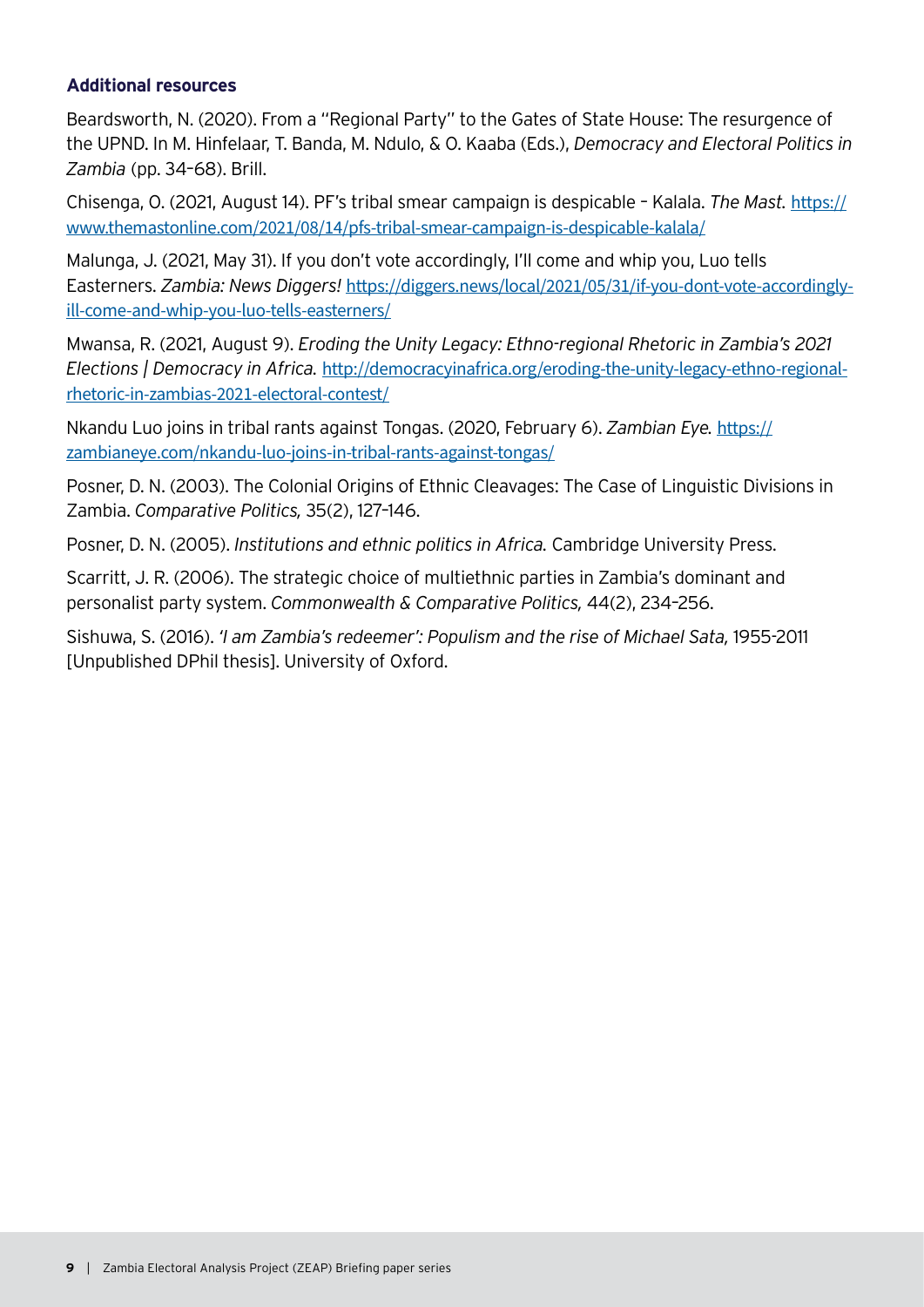**Additional resources**

Beardsworth, N. (2020). From a "Regional Party" to the Gates of State House: The resurgence of the UPND. In M. Hinfelaar, T. Banda, M. Ndulo, & O. Kaaba (Eds.), *Democracy and Electoral Politics in Zambia* (pp. 34–68). Brill.

Chisenga, O. (2021, August 14). PF's tribal smear campaign is despicable – Kalala. *The Mast.* https://www.themastonline.com/2021/08/14/pfs-tribal-smear-campaign-is-despicable-kalala/

Malunga, J. (2021, May 31). If you don't vote accordingly, I'll come and whip you, Luo tells Easterners. *Zambia: News Diggers!* https://diggers.news/local/2021/05/31/if-you-dont-vote-accordingly-ill-come-and-whip-you-luo-tells-easterners/

Mwansa, R. (2021, August 9). *Eroding the Unity Legacy: Ethno-regional Rhetoric in Zambia's 2021 Elections | Democracy in Africa.* http://democracyinafrica.org/eroding-the-unity-legacy-ethno-regional-rhetoric-in-zambias-2021-electoral-contest/

Nkandu Luo joins in tribal rants against Tongas. (2020, February 6). *Zambian Eye.* https://zambianeye.com/nkandu-luo-joins-in-tribal-rants-against-tongas/

Posner, D. N. (2003). The Colonial Origins of Ethnic Cleavages: The Case of Linguistic Divisions in Zambia. *Comparative Politics,* 35(2), 127–146.

Posner, D. N. (2005). *Institutions and ethnic politics in Africa.* Cambridge University Press.

Scarritt, J. R. (2006). The strategic choice of multiethnic parties in Zambia's dominant and personalist party system. *Commonwealth & Comparative Politics,* 44(2), 234–256.

Sishuwa, S. (2016). *'I am Zambia's redeemer': Populism and the rise of Michael Sata,* 1955-2011 [Unpublished DPhil thesis]. University of Oxford.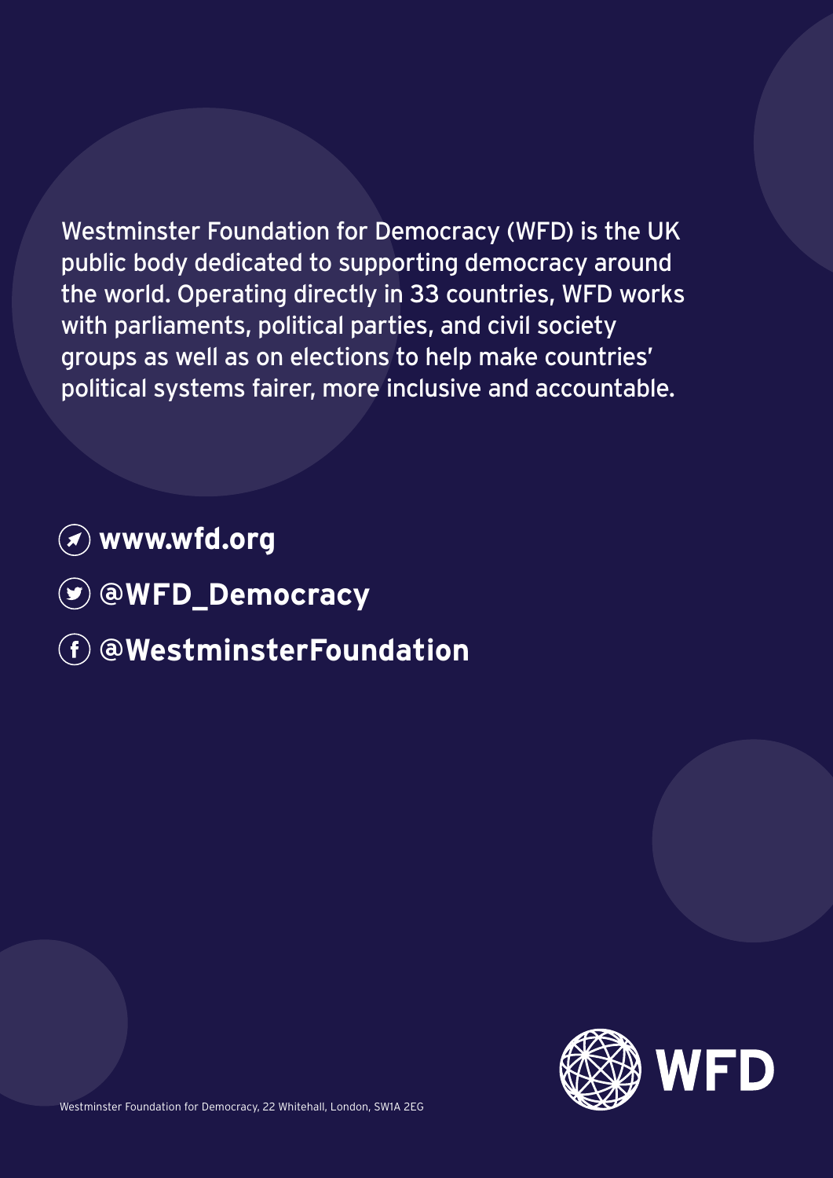Westminster Foundation for Democracy (WFD) is the UK public body dedicated to supporting democracy around the world. Operating directly in 33 countries, WFD works with parliaments, political parties, and civil society groups as well as on elections to help make countries' political systems fairer, more inclusive and accountable.

**www.wfd.org**

**@WFD_Democracy**

**@WestminsterFoundation**

**WFD**

Westminster Foundation for Democracy, 22 Whitehall, London, SW1A 2EG